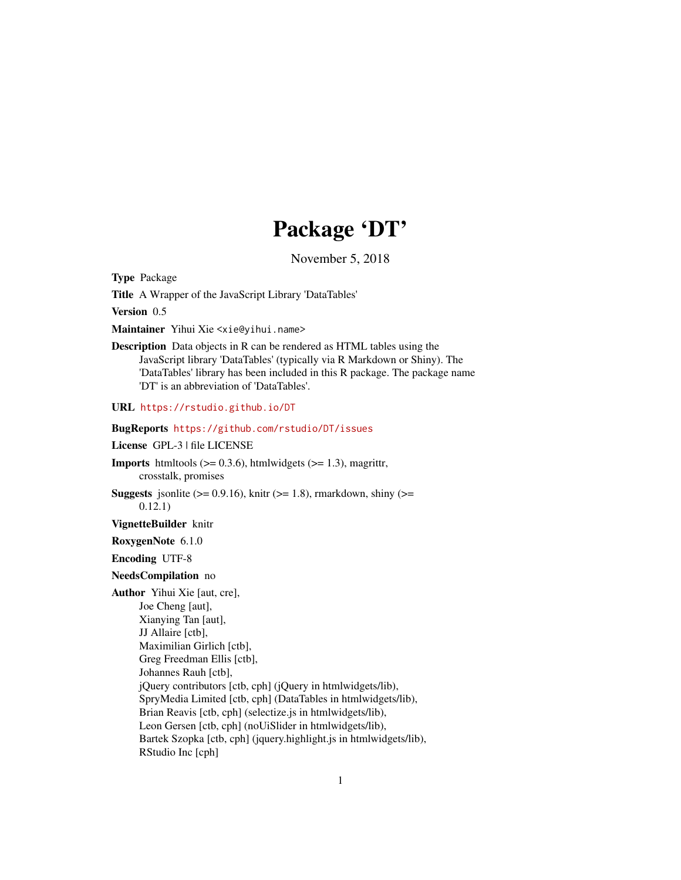# Package 'DT'

November 5, 2018

**Type** Package

**Title** A Wrapper of the JavaScript Library 'DataTables'

**Version** 0.5

**Maintainer** Yihui Xie <xie@yihui.name>

**Description** Data objects in R can be rendered as HTML tables using the JavaScript library 'DataTables' (typically via R Markdown or Shiny). The 'DataTables' library has been included in this R package. The package name 'DT' is an abbreviation of 'DataTables'.

**URL** https://rstudio.github.io/DT

**BugReports** https://github.com/rstudio/DT/issues

**License** GPL-3 | file LICENSE

**Imports** htmltools (>= 0.3.6), htmlwidgets (>= 1.3), magrittr, crosstalk, promises

**Suggests** jsonlite (>= 0.9.16), knitr (>= 1.8), rmarkdown, shiny (>= 0.12.1)

**VignetteBuilder** knitr

**RoxygenNote** 6.1.0

**Encoding** UTF-8

**NeedsCompilation** no

**Author** Yihui Xie [aut, cre],
Joe Cheng [aut],
Xianying Tan [aut],
JJ Allaire [ctb],
Maximilian Girlich [ctb],
Greg Freedman Ellis [ctb],
Johannes Rauh [ctb],
jQuery contributors [ctb, cph] (jQuery in htmlwidgets/lib),
SpryMedia Limited [ctb, cph] (DataTables in htmlwidgets/lib),
Brian Reavis [ctb, cph] (selectize.js in htmlwidgets/lib),
Leon Gersen [ctb, cph] (noUiSlider in htmlwidgets/lib),
Bartek Szopka [ctb, cph] (jquery.highlight.js in htmlwidgets/lib),
RStudio Inc [cph]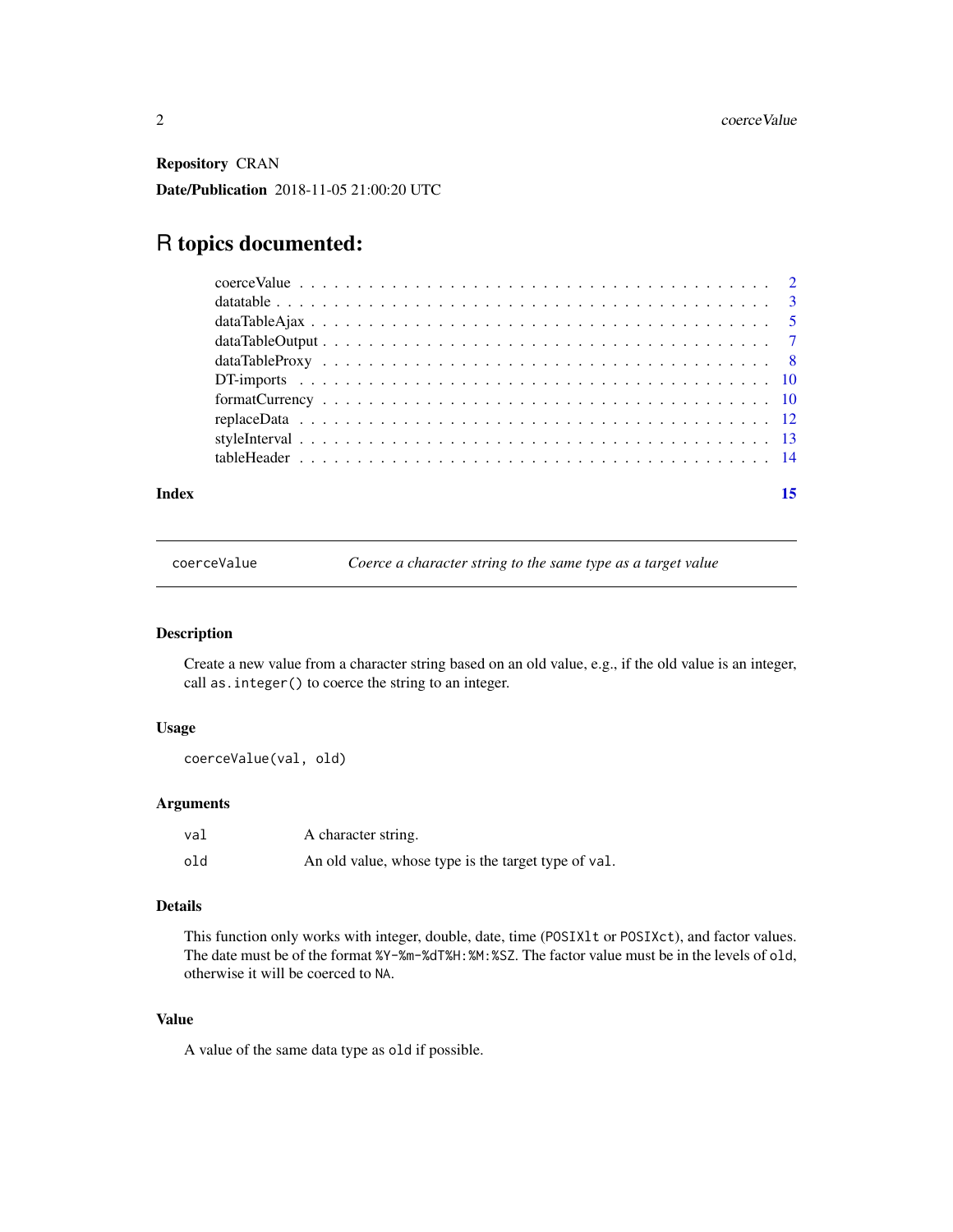**Repository** CRAN

**Date/Publication** 2018-11-05 21:00:20 UTC

# R topics documented:

- coerceValue . . . . . . . . . . . . . . . . . . . . . . . . . . . . . . . . . . . . . . . 2
- datatable . . . . . . . . . . . . . . . . . . . . . . . . . . . . . . . . . . . . . . . . . 3
- dataTableAjax . . . . . . . . . . . . . . . . . . . . . . . . . . . . . . . . . . . . . . 5
- dataTableOutput . . . . . . . . . . . . . . . . . . . . . . . . . . . . . . . . . . . . . 7
- dataTableProxy . . . . . . . . . . . . . . . . . . . . . . . . . . . . . . . . . . . . . 8
- DT-imports . . . . . . . . . . . . . . . . . . . . . . . . . . . . . . . . . . . . . . . 10
- formatCurrency . . . . . . . . . . . . . . . . . . . . . . . . . . . . . . . . . . . . . 10
- replaceData . . . . . . . . . . . . . . . . . . . . . . . . . . . . . . . . . . . . . . . 12
- styleInterval . . . . . . . . . . . . . . . . . . . . . . . . . . . . . . . . . . . . . . . 13
- tableHeader . . . . . . . . . . . . . . . . . . . . . . . . . . . . . . . . . . . . . . . 14

**Index** 15

---

`coerceValue` *Coerce a character string to the same type as a target value*

---

### Description

Create a new value from a character string based on an old value, e.g., if the old value is an integer, call `as.integer()` to coerce the string to an integer.

### Usage

```
coerceValue(val, old)
```

### Arguments

| | |
|---|---|
| `val` | A character string. |
| `old` | An old value, whose type is the target type of `val`. |

### Details

This function only works with integer, double, date, time (`POSIXlt` or `POSIXct`), and factor values. The date must be of the format `%Y-%m-%dT%H:%M:%SZ`. The factor value must be in the levels of `old`, otherwise it will be coerced to `NA`.

### Value

A value of the same data type as `old` if possible.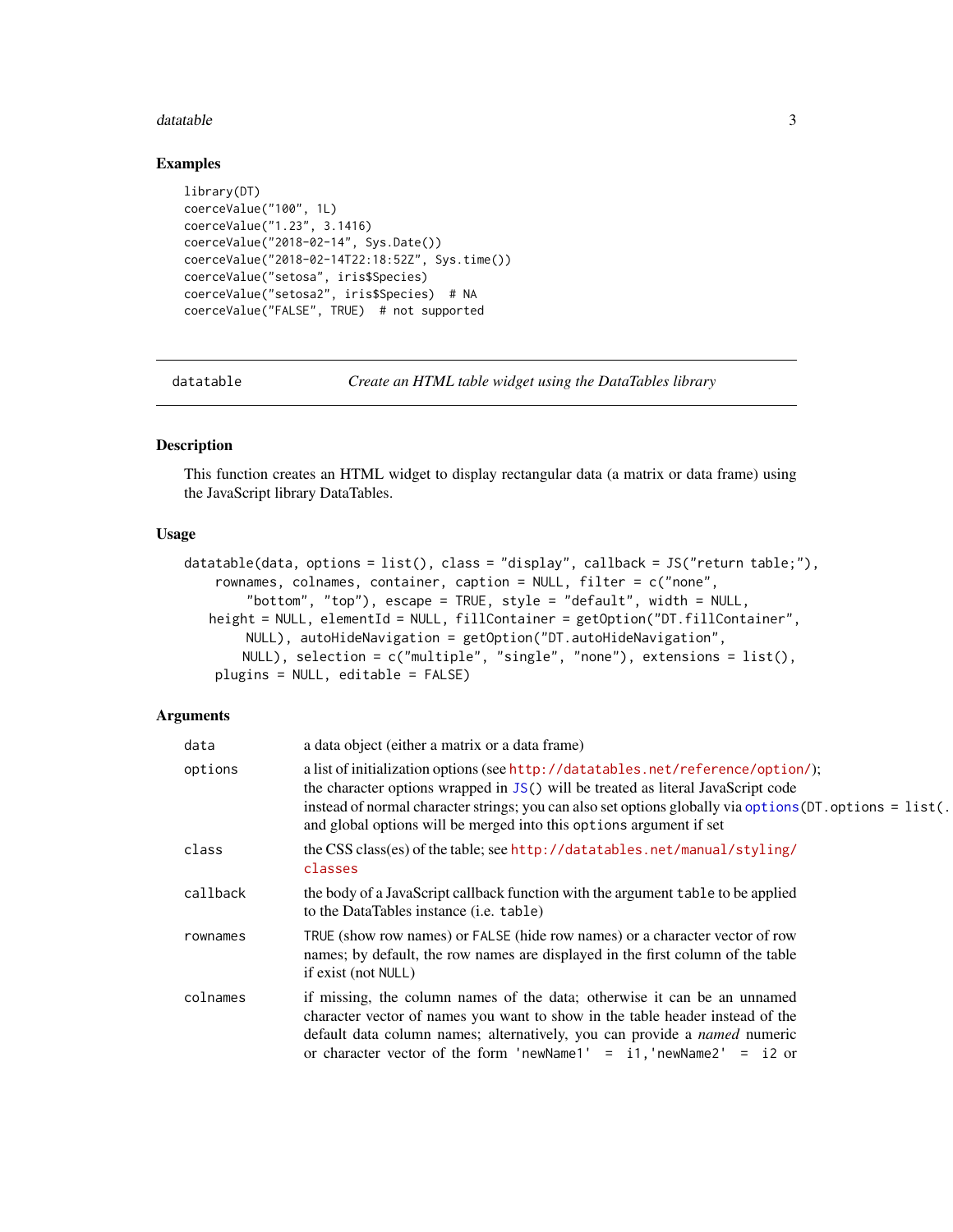## Examples

```
library(DT)
coerceValue("100", 1L)
coerceValue("1.23", 3.1416)
coerceValue("2018-02-14", Sys.Date())
coerceValue("2018-02-14T22:18:52Z", Sys.time())
coerceValue("setosa", iris$Species)
coerceValue("setosa2", iris$Species)  # NA
coerceValue("FALSE", TRUE)  # not supported
```

---

`datatable` *Create an HTML table widget using the DataTables library*

---

## Description

This function creates an HTML widget to display rectangular data (a matrix or data frame) using the JavaScript library DataTables.

## Usage

```
datatable(data, options = list(), class = "display", callback = JS("return table;"),
    rownames, colnames, container, caption = NULL, filter = c("none",
        "bottom", "top"), escape = TRUE, style = "default", width = NULL,
   height = NULL, elementId = NULL, fillContainer = getOption("DT.fillContainer",
        NULL), autoHideNavigation = getOption("DT.autoHideNavigation",
        NULL), selection = c("multiple", "single", "none"), extensions = list(),
    plugins = NULL, editable = FALSE)
```

## Arguments

| | |
|---|---|
| `data` | a data object (either a matrix or a data frame) |
| `options` | a list of initialization options (see http://datatables.net/reference/option/); the character options wrapped in `JS()` will be treated as literal JavaScript code instead of normal character strings; you can also set options globally via `options(DT.options = list(.` and global options will be merged into this `options` argument if set |
| `class` | the CSS class(es) of the table; see http://datatables.net/manual/styling/classes |
| `callback` | the body of a JavaScript callback function with the argument `table` to be applied to the DataTables instance (i.e. `table`) |
| `rownames` | `TRUE` (show row names) or `FALSE` (hide row names) or a character vector of row names; by default, the row names are displayed in the first column of the table if exist (not `NULL`) |
| `colnames` | if missing, the column names of the data; otherwise it can be an unnamed character vector of names you want to show in the table header instead of the default data column names; alternatively, you can provide a *named* numeric or character vector of the form `'newName1' = i1,'newName2' = i2` or |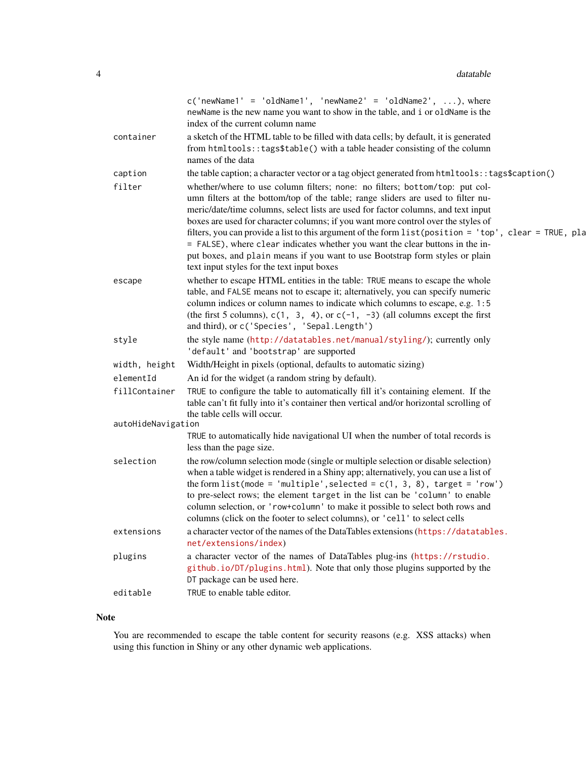c('newName1' = 'oldName1', 'newName2' = 'oldName2', ...), where newName is the new name you want to show in the table, and i or oldName is the index of the current column name

`container` 
: a sketch of the HTML table to be filled with data cells; by default, it is generated from `htmltools::tags$table()` with a table header consisting of the column names of the data

`caption` 
: the table caption; a character vector or a tag object generated from `htmltools::tags$caption()`

`filter` 
: whether/where to use column filters; `none`: no filters; `bottom/top`: put column filters at the bottom/top of the table; range sliders are used to filter numeric/date/time columns, select lists are used for factor columns, and text input boxes are used for character columns; if you want more control over the styles of filters, you can provide a list to this argument of the form `list(position = 'top', clear = TRUE, plain = FALSE)`, where `clear` indicates whether you want the clear buttons in the input boxes, and `plain` means if you want to use Bootstrap form styles or plain text input styles for the text input boxes

`escape` 
: whether to escape HTML entities in the table: `TRUE` means to escape the whole table, and `FALSE` means not to escape it; alternatively, you can specify numeric column indices or column names to indicate which columns to escape, e.g. `1:5` (the first 5 columns), `c(1, 3, 4)`, or `c(-1, -3)` (all columns except the first and third), or `c('Species', 'Sepal.Length')`

`style` 
: the style name (http://datatables.net/manual/styling/); currently only `'default'` and `'bootstrap'` are supported

`width, height` 
: Width/Height in pixels (optional, defaults to automatic sizing)

`elementId` 
: An id for the widget (a random string by default).

`fillContainer` 
: `TRUE` to configure the table to automatically fill it's containing element. If the table can't fit fully into it's container then vertical and/or horizontal scrolling of the table cells will occur.

`autoHideNavigation` 
: `TRUE` to automatically hide navigational UI when the number of total records is less than the page size.

`selection` 
: the row/column selection mode (single or multiple selection or disable selection) when a table widget is rendered in a Shiny app; alternatively, you can use a list of the form `list(mode = 'multiple',selected = c(1, 3, 8), target = 'row')` to pre-select rows; the element `target` in the list can be `'column'` to enable column selection, or `'row+column'` to make it possible to select both rows and columns (click on the footer to select columns), or `'cell'` to select cells

`extensions` 
: a character vector of the names of the DataTables extensions (https://datatables.net/extensions/index)

`plugins` 
: a character vector of the names of DataTables plug-ins (https://rstudio.github.io/DT/plugins.html). Note that only those plugins supported by the `DT` package can be used here.

`editable` 
: `TRUE` to enable table editor.

## Note

You are recommended to escape the table content for security reasons (e.g. XSS attacks) when using this function in Shiny or any other dynamic web applications.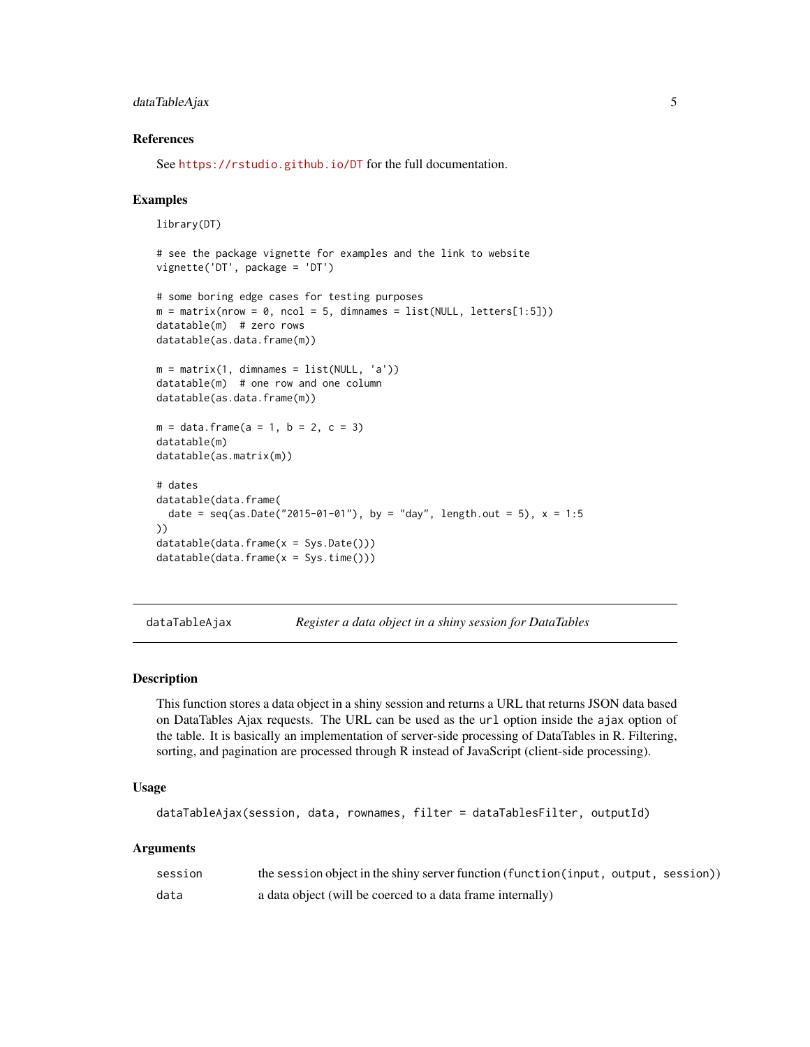### References

See https://rstudio.github.io/DT for the full documentation.

### Examples

```
library(DT)

# see the package vignette for examples and the link to website
vignette('DT', package = 'DT')

# some boring edge cases for testing purposes
m = matrix(nrow = 0, ncol = 5, dimnames = list(NULL, letters[1:5]))
datatable(m)  # zero rows
datatable(as.data.frame(m))

m = matrix(1, dimnames = list(NULL, 'a'))
datatable(m)  # one row and one column
datatable(as.data.frame(m))

m = data.frame(a = 1, b = 2, c = 3)
datatable(m)
datatable(as.matrix(m))

# dates
datatable(data.frame(
  date = seq(as.Date("2015-01-01"), by = "day", length.out = 5), x = 1:5
))
datatable(data.frame(x = Sys.Date()))
datatable(data.frame(x = Sys.time()))
```

---

## dataTableAjax &nbsp;&nbsp;&nbsp; *Register a data object in a shiny session for DataTables*

### Description

This function stores a data object in a shiny session and returns a URL that returns JSON data based on DataTables Ajax requests. The URL can be used as the `url` option inside the `ajax` option of the table. It is basically an implementation of server-side processing of DataTables in R. Filtering, sorting, and pagination are processed through R instead of JavaScript (client-side processing).

### Usage

```
dataTableAjax(session, data, rownames, filter = dataTablesFilter, outputId)
```

### Arguments

| | |
|---|---|
| `session` | the `session` object in the shiny server function (`function(input, output, session)`) |
| `data` | a data object (will be coerced to a data frame internally) |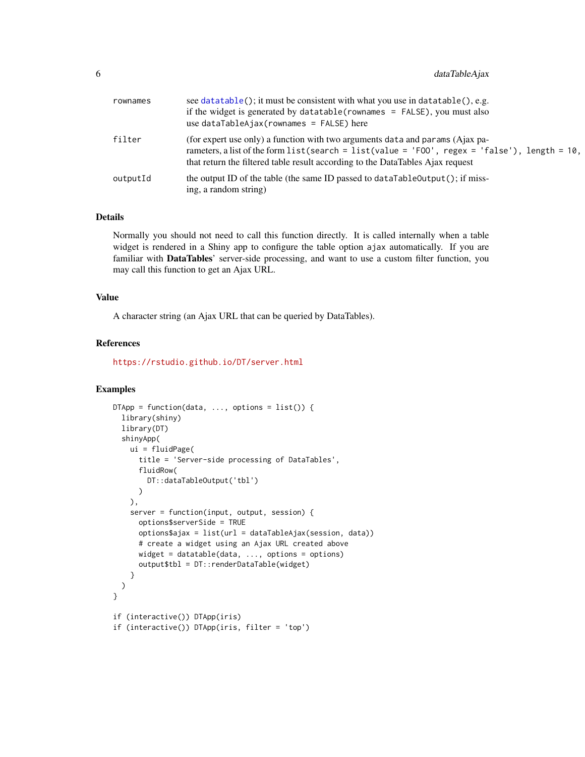| | |
|---|---|
| rownames | see `datatable()`; it must be consistent with what you use in `datatable()`, e.g. if the widget is generated by `datatable(rownames = FALSE)`, you must also use `dataTableAjax(rownames = FALSE)` here |
| filter | (for expert use only) a function with two arguments `data` and `params` (Ajax parameters, a list of the form `list(search = list(value = 'FOO', regex = 'false'), length = 10,` that return the filtered table result according to the DataTables Ajax request |
| outputId | the output ID of the table (the same ID passed to `dataTableOutput()`; if missing, a random string) |

## Details

Normally you should not need to call this function directly. It is called internally when a table widget is rendered in a Shiny app to configure the table option `ajax` automatically. If you are familiar with **DataTables**' server-side processing, and want to use a custom filter function, you may call this function to get an Ajax URL.

## Value

A character string (an Ajax URL that can be queried by DataTables).

## References

https://rstudio.github.io/DT/server.html

## Examples

```
DTApp = function(data, ..., options = list()) {
  library(shiny)
  library(DT)
  shinyApp(
    ui = fluidPage(
      title = 'Server-side processing of DataTables',
      fluidRow(
        DT::dataTableOutput('tbl')
      )
    ),
    server = function(input, output, session) {
      options$serverSide = TRUE
      options$ajax = list(url = dataTableAjax(session, data))
      # create a widget using an Ajax URL created above
      widget = datatable(data, ..., options = options)
      output$tbl = DT::renderDataTable(widget)
    }
  )
}

if (interactive()) DTApp(iris)
if (interactive()) DTApp(iris, filter = 'top')
```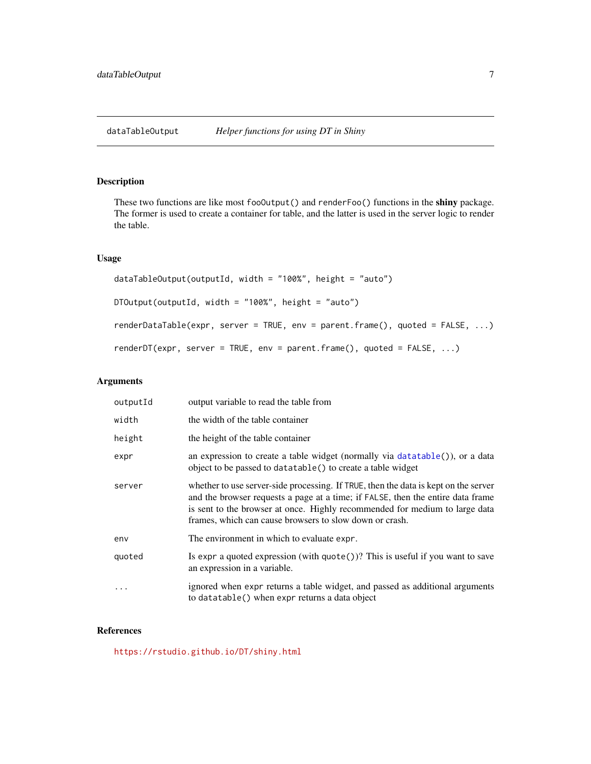## dataTableOutput — *Helper functions for using DT in Shiny*

### Description

These two functions are like most `fooOutput()` and `renderFoo()` functions in the **shiny** package. The former is used to create a container for table, and the latter is used in the server logic to render the table.

### Usage

```
dataTableOutput(outputId, width = "100%", height = "auto")

DTOutput(outputId, width = "100%", height = "auto")

renderDataTable(expr, server = TRUE, env = parent.frame(), quoted = FALSE, ...)

renderDT(expr, server = TRUE, env = parent.frame(), quoted = FALSE, ...)
```

### Arguments

| | |
|---|---|
| `outputId` | output variable to read the table from |
| `width` | the width of the table container |
| `height` | the height of the table container |
| `expr` | an expression to create a table widget (normally via `datatable()`), or a data object to be passed to `datatable()` to create a table widget |
| `server` | whether to use server-side processing. If `TRUE`, then the data is kept on the server and the browser requests a page at a time; if `FALSE`, then the entire data frame is sent to the browser at once. Highly recommended for medium to large data frames, which can cause browsers to slow down or crash. |
| `env` | The environment in which to evaluate `expr`. |
| `quoted` | Is `expr` a quoted expression (with `quote()`)? This is useful if you want to save an expression in a variable. |
| `...` | ignored when `expr` returns a table widget, and passed as additional arguments to `datatable()` when `expr` returns a data object |

### References

https://rstudio.github.io/DT/shiny.html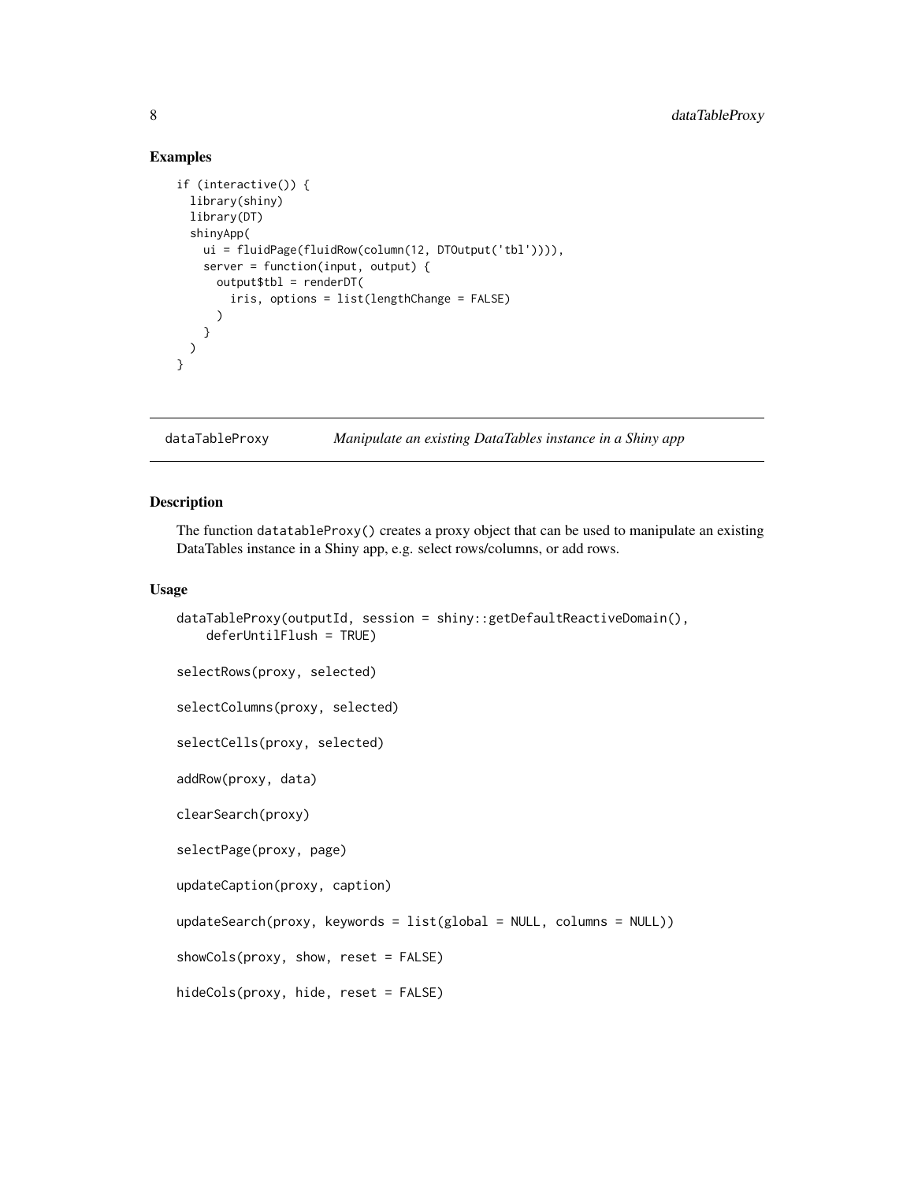### Examples

```
if (interactive()) {
  library(shiny)
  library(DT)
  shinyApp(
    ui = fluidPage(fluidRow(column(12, DTOutput('tbl')))),
    server = function(input, output) {
      output$tbl = renderDT(
        iris, options = list(lengthChange = FALSE)
      )
    }
  )
}
```

---

## dataTableProxy — *Manipulate an existing DataTables instance in a Shiny app*

---

### Description

The function `datatableProxy()` creates a proxy object that can be used to manipulate an existing DataTables instance in a Shiny app, e.g. select rows/columns, or add rows.

### Usage

```
dataTableProxy(outputId, session = shiny::getDefaultReactiveDomain(),
    deferUntilFlush = TRUE)

selectRows(proxy, selected)

selectColumns(proxy, selected)

selectCells(proxy, selected)

addRow(proxy, data)

clearSearch(proxy)

selectPage(proxy, page)

updateCaption(proxy, caption)

updateSearch(proxy, keywords = list(global = NULL, columns = NULL))

showCols(proxy, show, reset = FALSE)

hideCols(proxy, hide, reset = FALSE)
```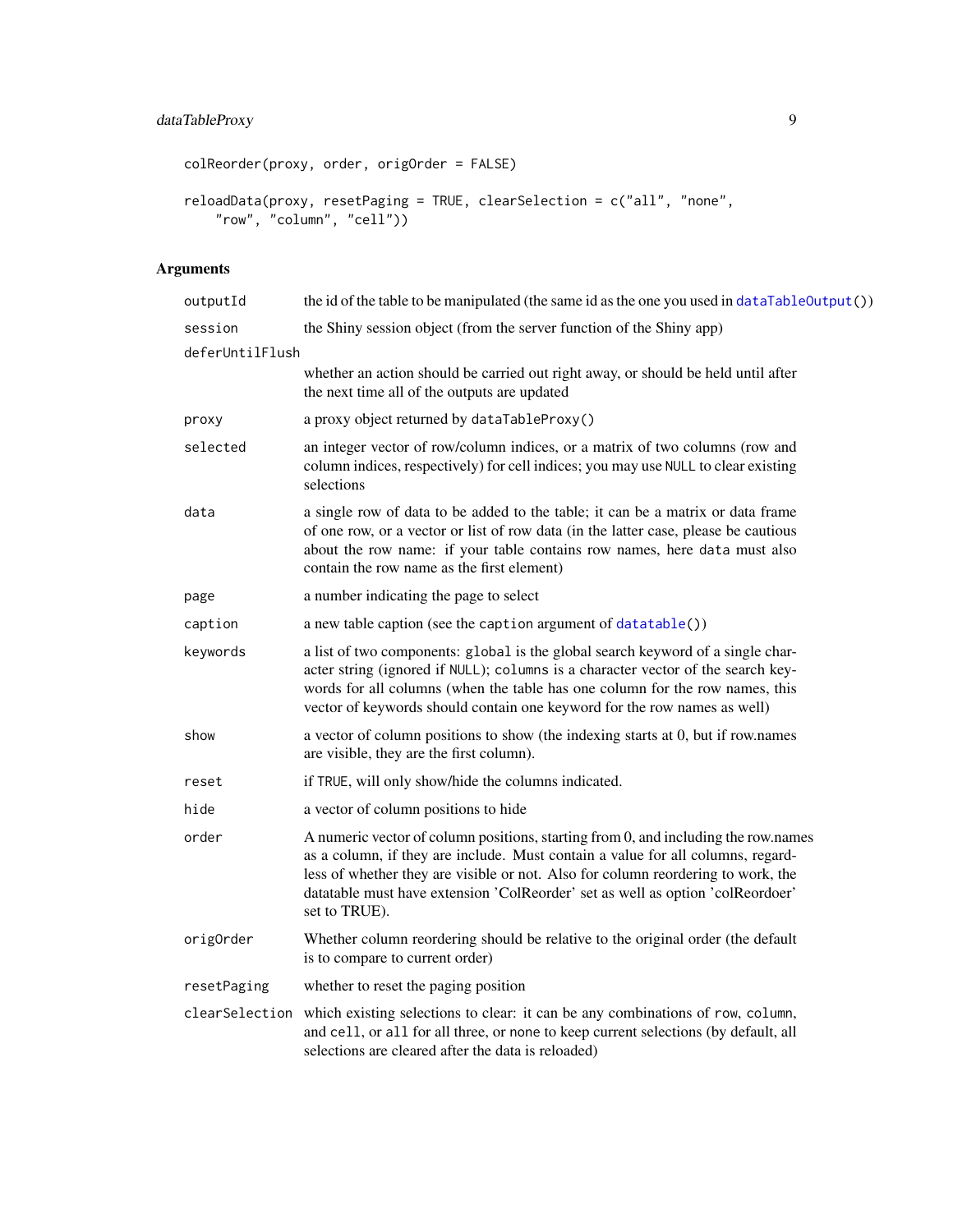```
colReorder(proxy, order, origOrder = FALSE)

reloadData(proxy, resetPaging = TRUE, clearSelection = c("all", "none",
    "row", "column", "cell"))
```

## Arguments

| | |
|---|---|
| `outputId` | the id of the table to be manipulated (the same id as the one you used in `dataTableOutput()`) |
| `session` | the Shiny session object (from the server function of the Shiny app) |
| `deferUntilFlush` | whether an action should be carried out right away, or should be held until after the next time all of the outputs are updated |
| `proxy` | a proxy object returned by `dataTableProxy()` |
| `selected` | an integer vector of row/column indices, or a matrix of two columns (row and column indices, respectively) for cell indices; you may use `NULL` to clear existing selections |
| `data` | a single row of data to be added to the table; it can be a matrix or data frame of one row, or a vector or list of row data (in the latter case, please be cautious about the row name: if your table contains row names, here `data` must also contain the row name as the first element) |
| `page` | a number indicating the page to select |
| `caption` | a new table caption (see the `caption` argument of `datatable()`) |
| `keywords` | a list of two components: `global` is the global search keyword of a single character string (ignored if `NULL`); `columns` is a character vector of the search keywords for all columns (when the table has one column for the row names, this vector of keywords should contain one keyword for the row names as well) |
| `show` | a vector of column positions to show (the indexing starts at 0, but if row.names are visible, they are the first column). |
| `reset` | if `TRUE`, will only show/hide the columns indicated. |
| `hide` | a vector of column positions to hide |
| `order` | A numeric vector of column positions, starting from 0, and including the row.names as a column, if they are include. Must contain a value for all columns, regardless of whether they are visible or not. Also for column reordering to work, the datatable must have extension 'ColReorder' set as well as option 'colReordoer' set to TRUE). |
| `origOrder` | Whether column reordering should be relative to the original order (the default is to compare to current order) |
| `resetPaging` | whether to reset the paging position |
| `clearSelection` | which existing selections to clear: it can be any combinations of `row`, `column`, and `cell`, or `all` for all three, or `none` to keep current selections (by default, all selections are cleared after the data is reloaded) |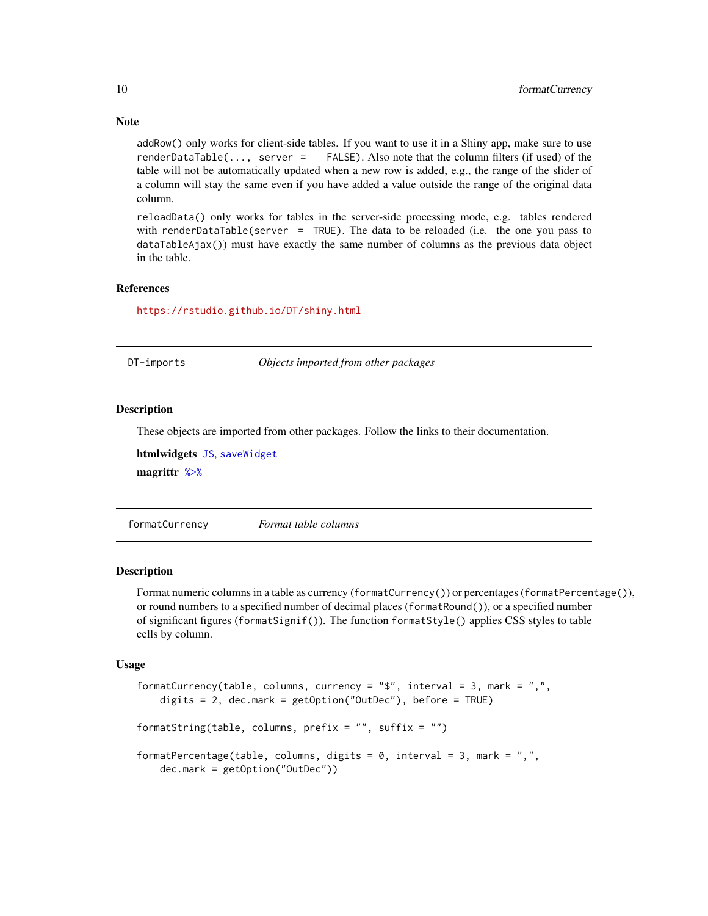### Note

`addRow()` only works for client-side tables. If you want to use it in a Shiny app, make sure to use `renderDataTable(..., server = FALSE)`. Also note that the column filters (if used) of the table will not be automatically updated when a new row is added, e.g., the range of the slider of a column will stay the same even if you have added a value outside the range of the original data column.

`reloadData()` only works for tables in the server-side processing mode, e.g. tables rendered with `renderDataTable(server = TRUE)`. The data to be reloaded (i.e. the one you pass to `dataTableAjax()`) must have exactly the same number of columns as the previous data object in the table.

### References

https://rstudio.github.io/DT/shiny.html

---

## DT-imports — *Objects imported from other packages*

### Description

These objects are imported from other packages. Follow the links to their documentation.

**htmlwidgets** `JS`, `saveWidget`

**magrittr** `%>%`

---

## formatCurrency — *Format table columns*

### Description

Format numeric columns in a table as currency (`formatCurrency()`) or percentages (`formatPercentage()`), or round numbers to a specified number of decimal places (`formatRound()`), or a specified number of significant figures (`formatSignif()`). The function `formatStyle()` applies CSS styles to table cells by column.

### Usage

```
formatCurrency(table, columns, currency = "$", interval = 3, mark = ",",
    digits = 2, dec.mark = getOption("OutDec"), before = TRUE)

formatString(table, columns, prefix = "", suffix = "")

formatPercentage(table, columns, digits = 0, interval = 3, mark = ",",
    dec.mark = getOption("OutDec"))
```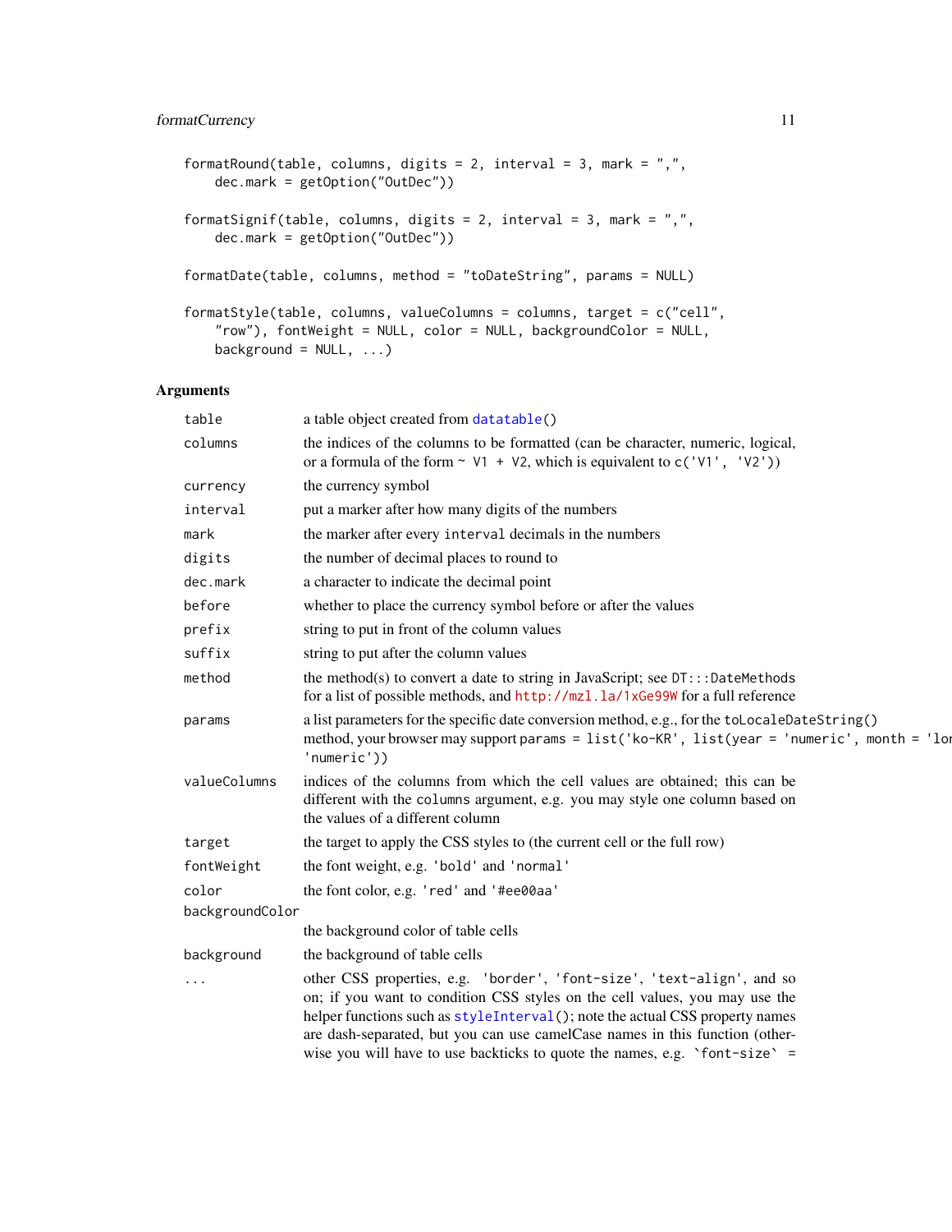```
formatRound(table, columns, digits = 2, interval = 3, mark = ",",
    dec.mark = getOption("OutDec"))

formatSignif(table, columns, digits = 2, interval = 3, mark = ",",
    dec.mark = getOption("OutDec"))

formatDate(table, columns, method = "toDateString", params = NULL)

formatStyle(table, columns, valueColumns = columns, target = c("cell",
    "row"), fontWeight = NULL, color = NULL, backgroundColor = NULL,
    background = NULL, ...)
```

## Arguments

| | |
|---|---|
| `table` | a table object created from `datatable()` |
| `columns` | the indices of the columns to be formatted (can be character, numeric, logical, or a formula of the form `~ V1 + V2`, which is equivalent to `c('V1', 'V2')`) |
| `currency` | the currency symbol |
| `interval` | put a marker after how many digits of the numbers |
| `mark` | the marker after every `interval` decimals in the numbers |
| `digits` | the number of decimal places to round to |
| `dec.mark` | a character to indicate the decimal point |
| `before` | whether to place the currency symbol before or after the values |
| `prefix` | string to put in front of the column values |
| `suffix` | string to put after the column values |
| `method` | the method(s) to convert a date to string in JavaScript; see `DT:::DateMethods` for a list of possible methods, and http://mzl.la/1xGe99W for a full reference |
| `params` | a list parameters for the specific date conversion method, e.g., for the `toLocaleDateString()` method, your browser may support `params = list('ko-KR', list(year = 'numeric', month = 'lor 'numeric'))` |
| `valueColumns` | indices of the columns from which the cell values are obtained; this can be different with the `columns` argument, e.g. you may style one column based on the values of a different column |
| `target` | the target to apply the CSS styles to (the current cell or the full row) |
| `fontWeight` | the font weight, e.g. `'bold'` and `'normal'` |
| `color` | the font color, e.g. `'red'` and `'#ee00aa'` |
| `backgroundColor` | the background color of table cells |
| `background` | the background of table cells |
| `...` | other CSS properties, e.g. `'border'`, `'font-size'`, `'text-align'`, and so on; if you want to condition CSS styles on the cell values, you may use the helper functions such as `styleInterval()`; note the actual CSS property names are dash-separated, but you can use camelCase names in this function (otherwise you will have to use backticks to quote the names, e.g. `` `font-size` = `` |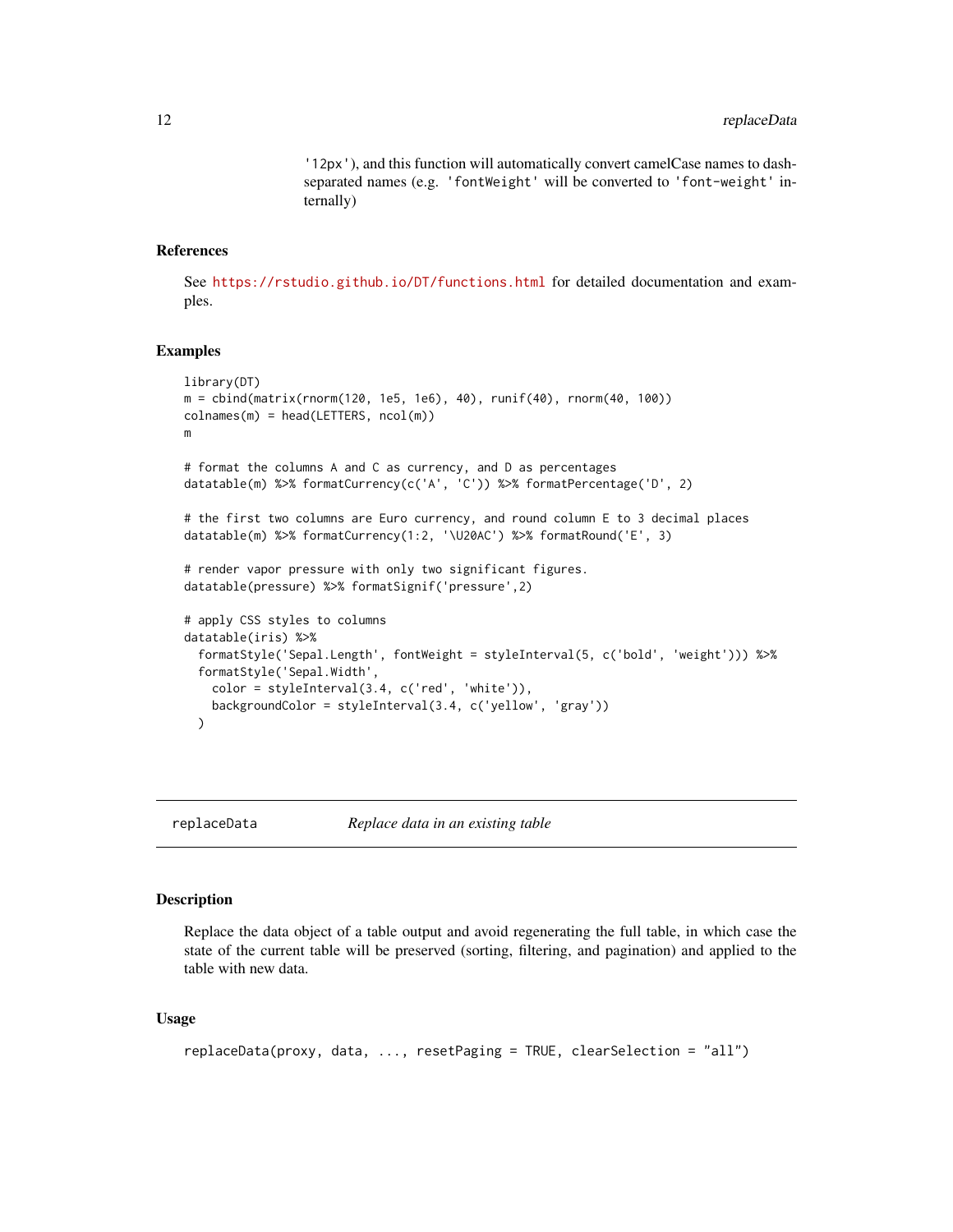'12px'), and this function will automatically convert camelCase names to dash-separated names (e.g. 'fontWeight' will be converted to 'font-weight' internally)

## References

See https://rstudio.github.io/DT/functions.html for detailed documentation and examples.

## Examples

```
library(DT)
m = cbind(matrix(rnorm(120, 1e5, 1e6), 40), runif(40), rnorm(40, 100))
colnames(m) = head(LETTERS, ncol(m))
m

# format the columns A and C as currency, and D as percentages
datatable(m) %>% formatCurrency(c('A', 'C')) %>% formatPercentage('D', 2)

# the first two columns are Euro currency, and round column E to 3 decimal places
datatable(m) %>% formatCurrency(1:2, '\U20AC') %>% formatRound('E', 3)

# render vapor pressure with only two significant figures.
datatable(pressure) %>% formatSignif('pressure',2)

# apply CSS styles to columns
datatable(iris) %>%
  formatStyle('Sepal.Length', fontWeight = styleInterval(5, c('bold', 'weight'))) %>%
  formatStyle('Sepal.Width',
    color = styleInterval(3.4, c('red', 'white')),
    backgroundColor = styleInterval(3.4, c('yellow', 'gray'))
  )
```

---

# replaceData    *Replace data in an existing table*

## Description

Replace the data object of a table output and avoid regenerating the full table, in which case the state of the current table will be preserved (sorting, filtering, and pagination) and applied to the table with new data.

## Usage

```
replaceData(proxy, data, ..., resetPaging = TRUE, clearSelection = "all")
```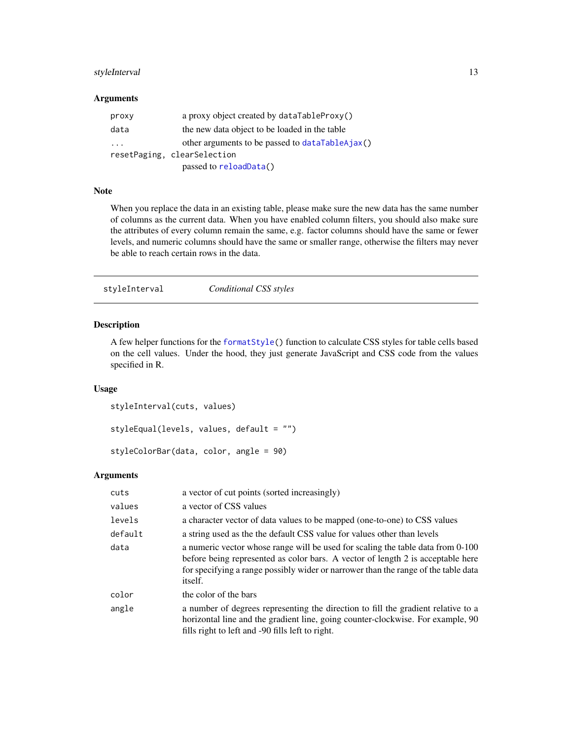## Arguments

| | |
|---|---|
| `proxy` | a proxy object created by `dataTableProxy()` |
| `data` | the new data object to be loaded in the table |
| `...` | other arguments to be passed to `dataTableAjax()` |
| `resetPaging, clearSelection` | passed to `reloadData()` |

## Note

When you replace the data in an existing table, please make sure the new data has the same number of columns as the current data. When you have enabled column filters, you should also make sure the attributes of every column remain the same, e.g. factor columns should have the same or fewer levels, and numeric columns should have the same or smaller range, otherwise the filters may never be able to reach certain rows in the data.

---

# styleInterval — *Conditional CSS styles*

## Description

A few helper functions for the `formatStyle()` function to calculate CSS styles for table cells based on the cell values. Under the hood, they just generate JavaScript and CSS code from the values specified in R.

## Usage

```
styleInterval(cuts, values)

styleEqual(levels, values, default = "")

styleColorBar(data, color, angle = 90)
```

## Arguments

| | |
|---|---|
| `cuts` | a vector of cut points (sorted increasingly) |
| `values` | a vector of CSS values |
| `levels` | a character vector of data values to be mapped (one-to-one) to CSS values |
| `default` | a string used as the the default CSS value for values other than levels |
| `data` | a numeric vector whose range will be used for scaling the table data from 0-100 before being represented as color bars. A vector of length 2 is acceptable here for specifying a range possibly wider or narrower than the range of the table data itself. |
| `color` | the color of the bars |
| `angle` | a number of degrees representing the direction to fill the gradient relative to a horizontal line and the gradient line, going counter-clockwise. For example, 90 fills right to left and -90 fills left to right. |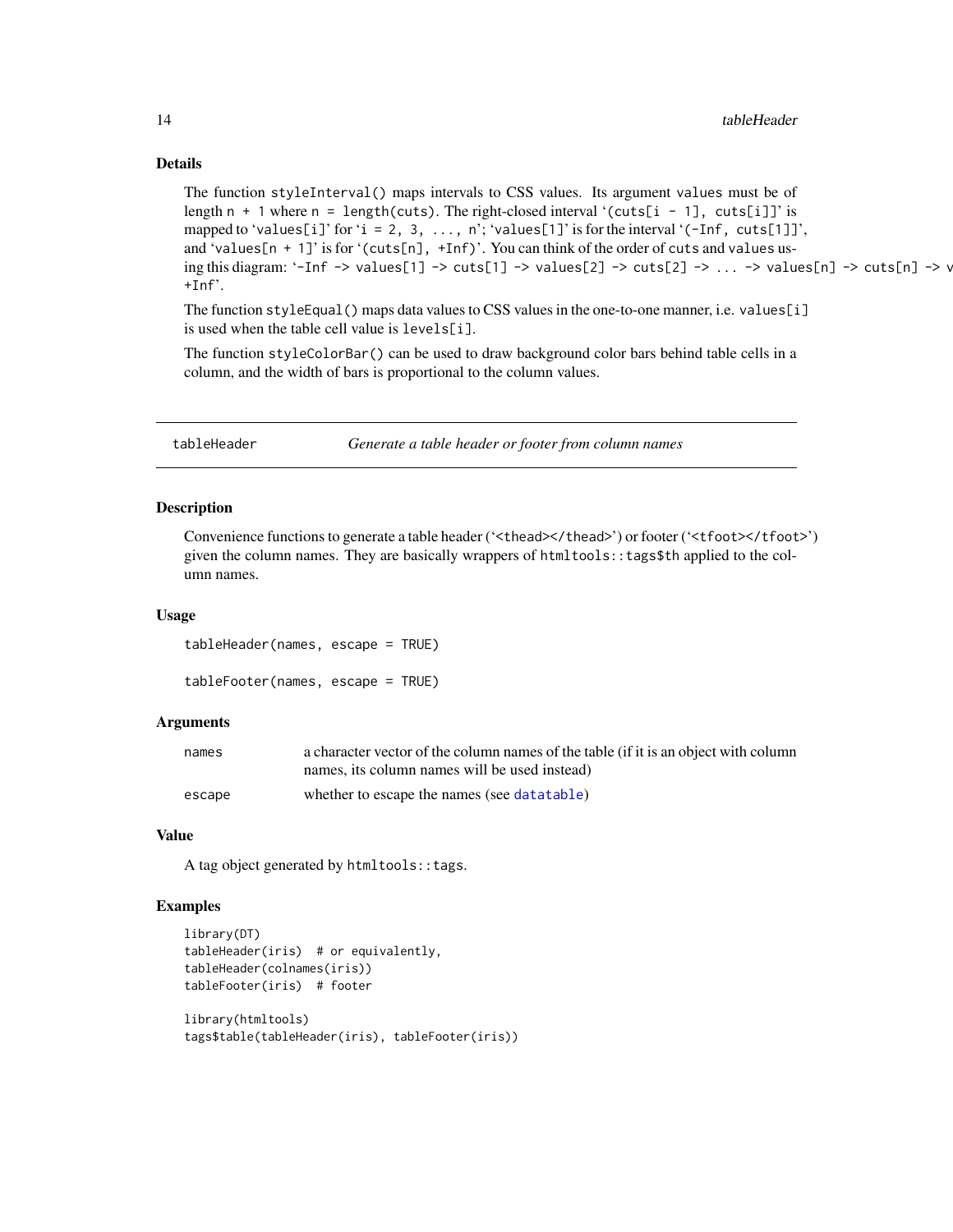## Details

The function `styleInterval()` maps intervals to CSS values. Its argument `values` must be of length `n + 1` where `n = length(cuts)`. The right-closed interval '`(cuts[i - 1], cuts[i]]`' is mapped to '`values[i]`' for '`i = 2, 3, ..., n`'; '`values[1]`' is for the interval '`(-Inf, cuts[1]]`', and '`values[n + 1]`' is for '`(cuts[n], +Inf)`'. You can think of the order of `cuts` and `values` using this diagram: '`-Inf -> values[1] -> cuts[1] -> values[2] -> cuts[2] -> ... -> values[n] -> cuts[n] -> v`
`+Inf`'.

The function `styleEqual()` maps data values to CSS values in the one-to-one manner, i.e. `values[i]` is used when the table cell value is `levels[i]`.

The function `styleColorBar()` can be used to draw background color bars behind table cells in a column, and the width of bars is proportional to the column values.

---

# tableHeader — *Generate a table header or footer from column names*

## Description

Convenience functions to generate a table header ('`<thead></thead>`') or footer ('`<tfoot></tfoot>`') given the column names. They are basically wrappers of `htmltools::tags$th` applied to the column names.

## Usage

```
tableHeader(names, escape = TRUE)

tableFooter(names, escape = TRUE)
```

## Arguments

| | |
|---|---|
| `names` | a character vector of the column names of the table (if it is an object with column names, its column names will be used instead) |
| `escape` | whether to escape the names (see `datatable`) |

## Value

A tag object generated by `htmltools::tags`.

## Examples

```
library(DT)
tableHeader(iris)  # or equivalently,
tableHeader(colnames(iris))
tableFooter(iris)  # footer

library(htmltools)
tags$table(tableHeader(iris), tableFooter(iris))
```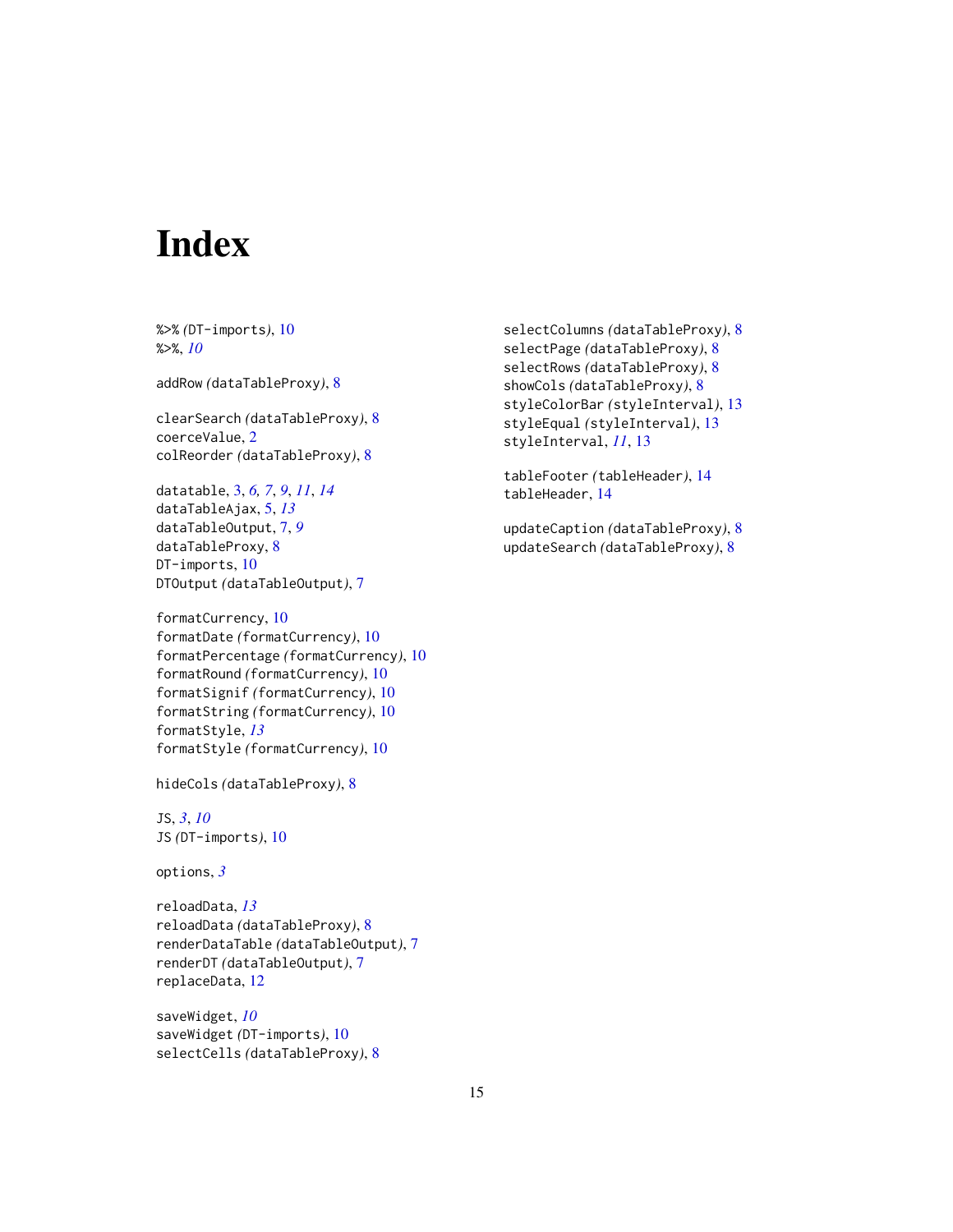# Index

%>% (DT-imports), 10
%>%, *10*

addRow (dataTableProxy), 8

clearSearch (dataTableProxy), 8
coerceValue, 2
colReorder (dataTableProxy), 8

datatable, 3, *6, 7*, *9*, *11*, *14*
dataTableAjax, 5, *13*
dataTableOutput, 7, *9*
dataTableProxy, 8
DT-imports, 10
DTOutput (dataTableOutput), 7

formatCurrency, 10
formatDate (formatCurrency), 10
formatPercentage (formatCurrency), 10
formatRound (formatCurrency), 10
formatSignif (formatCurrency), 10
formatString (formatCurrency), 10
formatStyle, *13*
formatStyle (formatCurrency), 10

hideCols (dataTableProxy), 8

JS, *3*, *10*
JS (DT-imports), 10

options, *3*

reloadData, *13*
reloadData (dataTableProxy), 8
renderDataTable (dataTableOutput), 7
renderDT (dataTableOutput), 7
replaceData, 12

saveWidget, *10*
saveWidget (DT-imports), 10
selectCells (dataTableProxy), 8
selectColumns (dataTableProxy), 8
selectPage (dataTableProxy), 8
selectRows (dataTableProxy), 8
showCols (dataTableProxy), 8
styleColorBar (styleInterval), 13
styleEqual (styleInterval), 13
styleInterval, *11*, 13

tableFooter (tableHeader), 14
tableHeader, 14

updateCaption (dataTableProxy), 8
updateSearch (dataTableProxy), 8